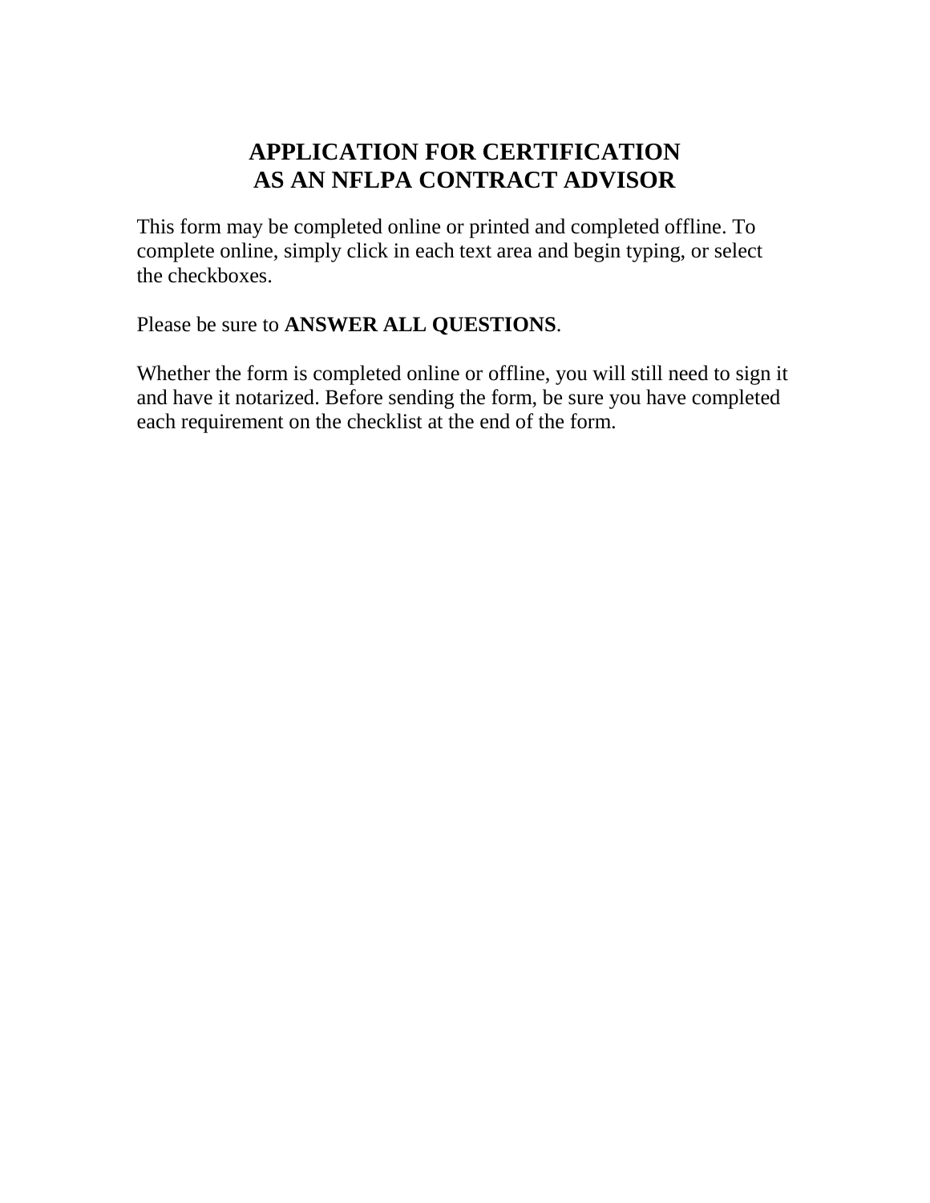# APPLICATION FOR CERTIFICATION AS AN NFLPA CONTRACT ADVISOR

This form may be completed online or printed and completed offline. To complete online, simply click in each text area and begin typing, or select the checkboxes.

Please be sure to **ANSWER ALL QUESTIONS**.

Whether the form is completed online or offline, you will still need to sign it and have it notarized. Before sending the form, be sure you have completed each requirement on the checklist at the end of the form.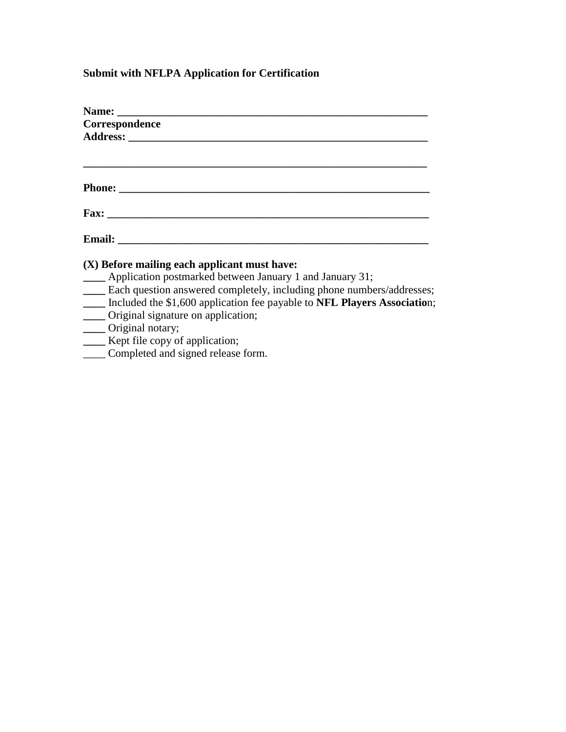**Submit with NFLPA Application for Certification**

**Name: ____________________________________________________________**
**Correspondence**
**Address: __________________________________________________________**

**_________________________________________________________________**

**Phone: ___________________________________________________________**

**Fax: _____________________________________________________________**

**Email: ___________________________________________________________**

**(X) Before mailing each applicant must have:**

____ Application postmarked between January 1 and January 31;
____ Each question answered completely, including phone numbers/addresses;
____ Included the $1,600 application fee payable to **NFL Players Associatio**n;
____ Original signature on application;
____ Original notary;
____ Kept file copy of application;
____ Completed and signed release form.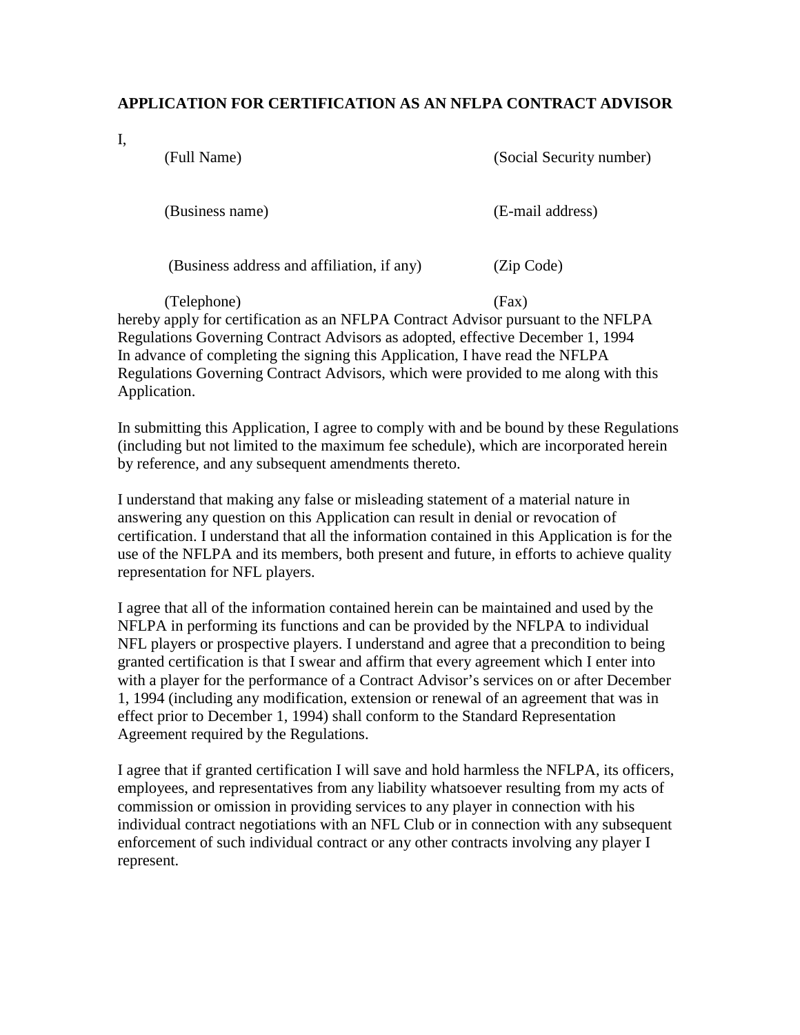**APPLICATION FOR CERTIFICATION AS AN NFLPA CONTRACT ADVISOR**

I,

(Full Name) (Social Security number)

(Business name) (E-mail address)

(Business address and affiliation, if any) (Zip Code)

(Telephone) (Fax)

hereby apply for certification as an NFLPA Contract Advisor pursuant to the NFLPA Regulations Governing Contract Advisors as adopted, effective December 1, 1994 In advance of completing the signing this Application, I have read the NFLPA Regulations Governing Contract Advisors, which were provided to me along with this Application.

In submitting this Application, I agree to comply with and be bound by these Regulations (including but not limited to the maximum fee schedule), which are incorporated herein by reference, and any subsequent amendments thereto.

I understand that making any false or misleading statement of a material nature in answering any question on this Application can result in denial or revocation of certification. I understand that all the information contained in this Application is for the use of the NFLPA and its members, both present and future, in efforts to achieve quality representation for NFL players.

I agree that all of the information contained herein can be maintained and used by the NFLPA in performing its functions and can be provided by the NFLPA to individual NFL players or prospective players. I understand and agree that a precondition to being granted certification is that I swear and affirm that every agreement which I enter into with a player for the performance of a Contract Advisor's services on or after December 1, 1994 (including any modification, extension or renewal of an agreement that was in effect prior to December 1, 1994) shall conform to the Standard Representation Agreement required by the Regulations.

I agree that if granted certification I will save and hold harmless the NFLPA, its officers, employees, and representatives from any liability whatsoever resulting from my acts of commission or omission in providing services to any player in connection with his individual contract negotiations with an NFL Club or in connection with any subsequent enforcement of such individual contract or any other contracts involving any player I represent.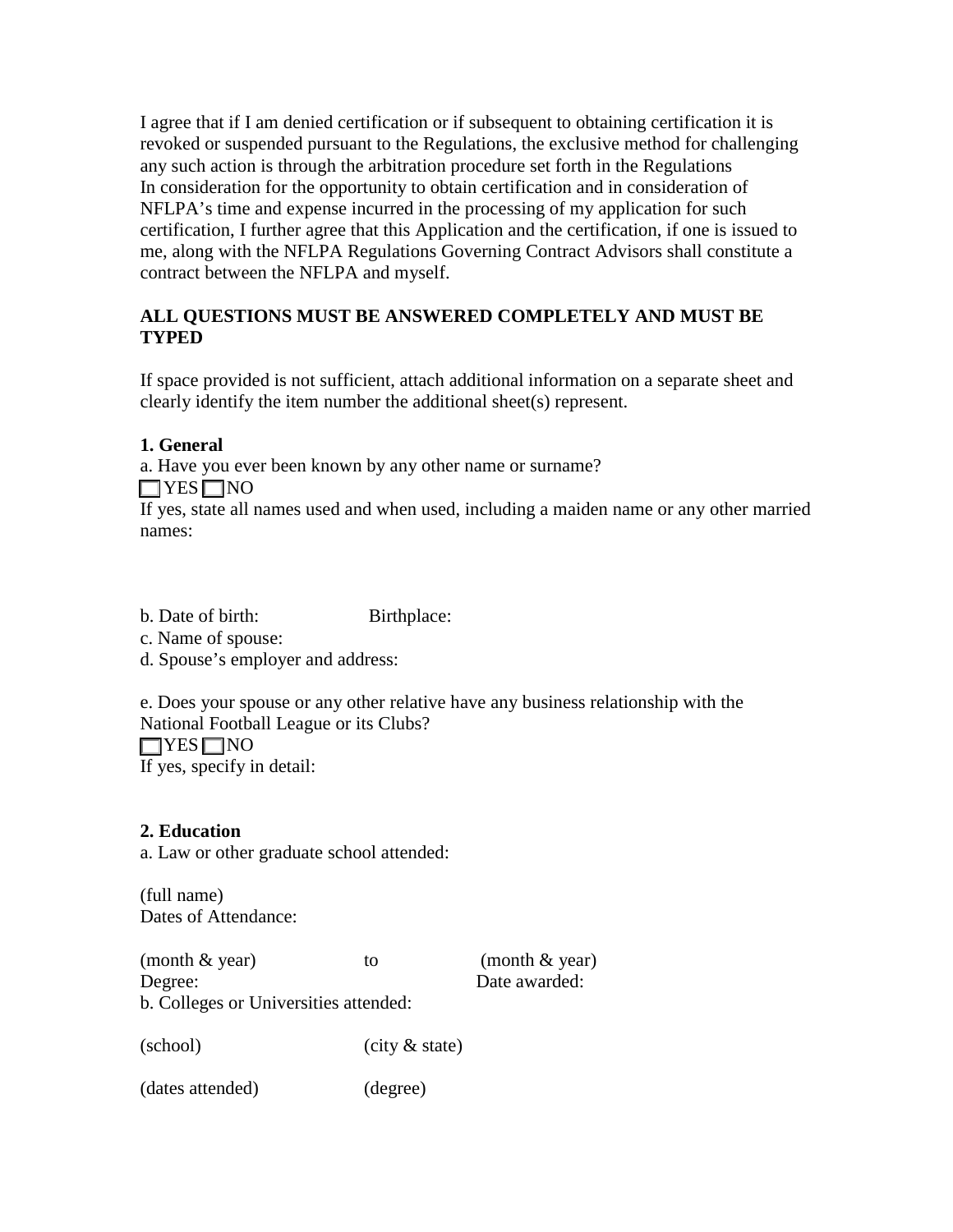I agree that if I am denied certification or if subsequent to obtaining certification it is revoked or suspended pursuant to the Regulations, the exclusive method for challenging any such action is through the arbitration procedure set forth in the Regulations In consideration for the opportunity to obtain certification and in consideration of NFLPA's time and expense incurred in the processing of my application for such certification, I further agree that this Application and the certification, if one is issued to me, along with the NFLPA Regulations Governing Contract Advisors shall constitute a contract between the NFLPA and myself.

**ALL QUESTIONS MUST BE ANSWERED COMPLETELY AND MUST BE TYPED**

If space provided is not sufficient, attach additional information on a separate sheet and clearly identify the item number the additional sheet(s) represent.

**1. General**

a. Have you ever been known by any other name or surname?

☐ YES ☐ NO

If yes, state all names used and when used, including a maiden name or any other married names:

b. Date of birth: Birthplace:

c. Name of spouse:

d. Spouse's employer and address:

e. Does your spouse or any other relative have any business relationship with the National Football League or its Clubs?

☐ YES ☐ NO

If yes, specify in detail:

**2. Education**

a. Law or other graduate school attended:

(full name)

Dates of Attendance:

(month & year) to (month & year)

Degree: Date awarded:

b. Colleges or Universities attended:

(school) (city & state)

(dates attended) (degree)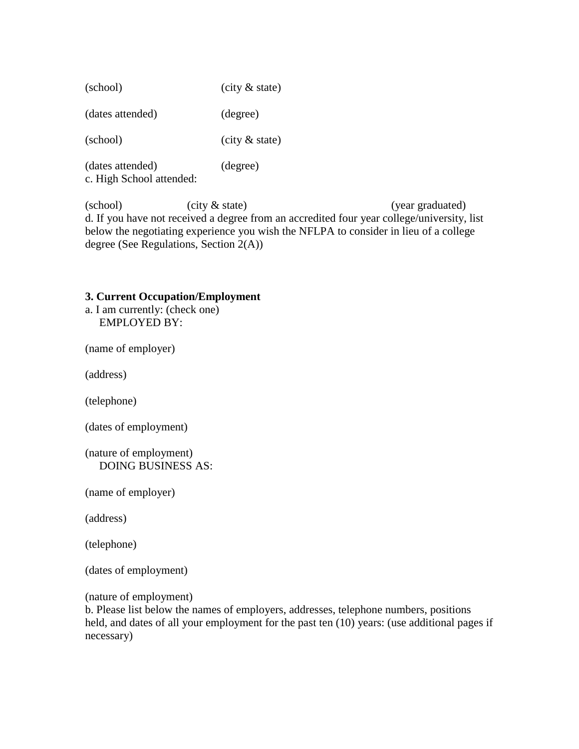(school) (city & state)

(dates attended) (degree)

(school) (city & state)

(dates attended) (degree)

c. High School attended:

(school) (city & state) (year graduated)

d. If you have not received a degree from an accredited four year college/university, list below the negotiating experience you wish the NFLPA to consider in lieu of a college degree (See Regulations, Section 2(A))

**3. Current Occupation/Employment**

a. I am currently: (check one)

EMPLOYED BY:

(name of employer)

(address)

(telephone)

(dates of employment)

(nature of employment)

DOING BUSINESS AS:

(name of employer)

(address)

(telephone)

(dates of employment)

(nature of employment)

b. Please list below the names of employers, addresses, telephone numbers, positions held, and dates of all your employment for the past ten (10) years: (use additional pages if necessary)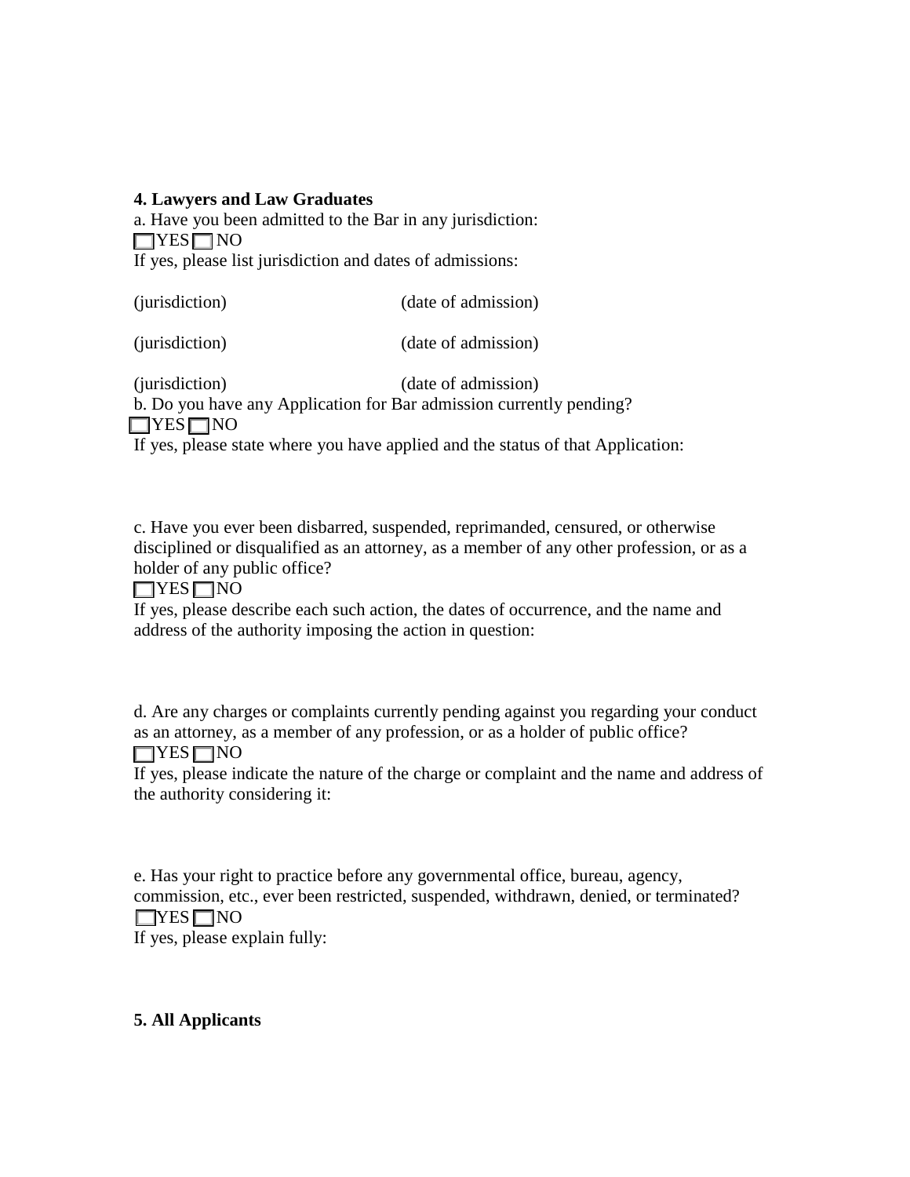**4. Lawyers and Law Graduates**

a. Have you been admitted to the Bar in any jurisdiction:

☐ YES ☐ NO

If yes, please list jurisdiction and dates of admissions:

(jurisdiction) (date of admission)

(jurisdiction) (date of admission)

(jurisdiction) (date of admission)

b. Do you have any Application for Bar admission currently pending?

☐ YES ☐ NO

If yes, please state where you have applied and the status of that Application:

c. Have you ever been disbarred, suspended, reprimanded, censured, or otherwise disciplined or disqualified as an attorney, as a member of any other profession, or as a holder of any public office?

☐ YES ☐ NO

If yes, please describe each such action, the dates of occurrence, and the name and address of the authority imposing the action in question:

d. Are any charges or complaints currently pending against you regarding your conduct as an attorney, as a member of any profession, or as a holder of public office?

☐ YES ☐ NO

If yes, please indicate the nature of the charge or complaint and the name and address of the authority considering it:

e. Has your right to practice before any governmental office, bureau, agency, commission, etc., ever been restricted, suspended, withdrawn, denied, or terminated?

☐ YES ☐ NO

If yes, please explain fully:

**5. All Applicants**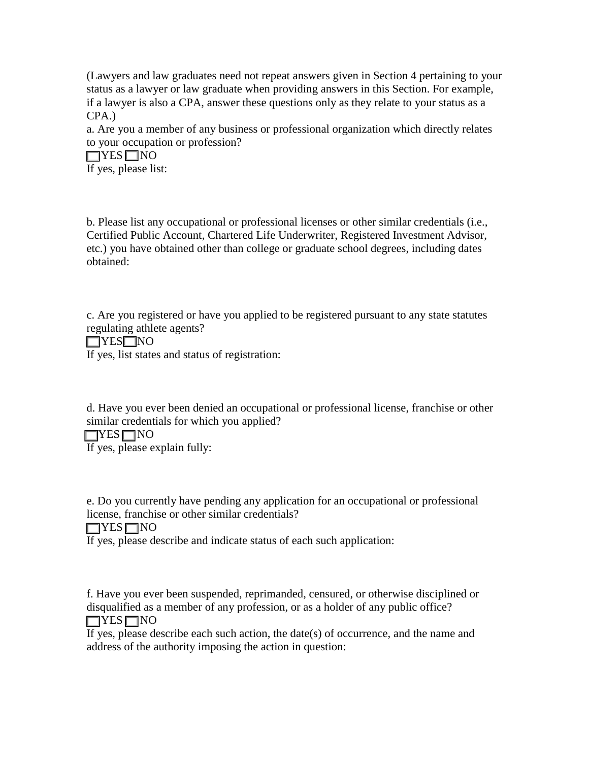(Lawyers and law graduates need not repeat answers given in Section 4 pertaining to your status as a lawyer or law graduate when providing answers in this Section. For example, if a lawyer is also a CPA, answer these questions only as they relate to your status as a CPA.)

a. Are you a member of any business or professional organization which directly relates to your occupation or profession?

☐ YES ☐ NO

If yes, please list:

b. Please list any occupational or professional licenses or other similar credentials (i.e., Certified Public Account, Chartered Life Underwriter, Registered Investment Advisor, etc.) you have obtained other than college or graduate school degrees, including dates obtained:

c. Are you registered or have you applied to be registered pursuant to any state statutes regulating athlete agents?

☐ YES ☐ NO

If yes, list states and status of registration:

d. Have you ever been denied an occupational or professional license, franchise or other similar credentials for which you applied?

☐ YES ☐ NO

If yes, please explain fully:

e. Do you currently have pending any application for an occupational or professional license, franchise or other similar credentials?

☐ YES ☐ NO

If yes, please describe and indicate status of each such application:

f. Have you ever been suspended, reprimanded, censured, or otherwise disciplined or disqualified as a member of any profession, or as a holder of any public office?

☐ YES ☐ NO

If yes, please describe each such action, the date(s) of occurrence, and the name and address of the authority imposing the action in question: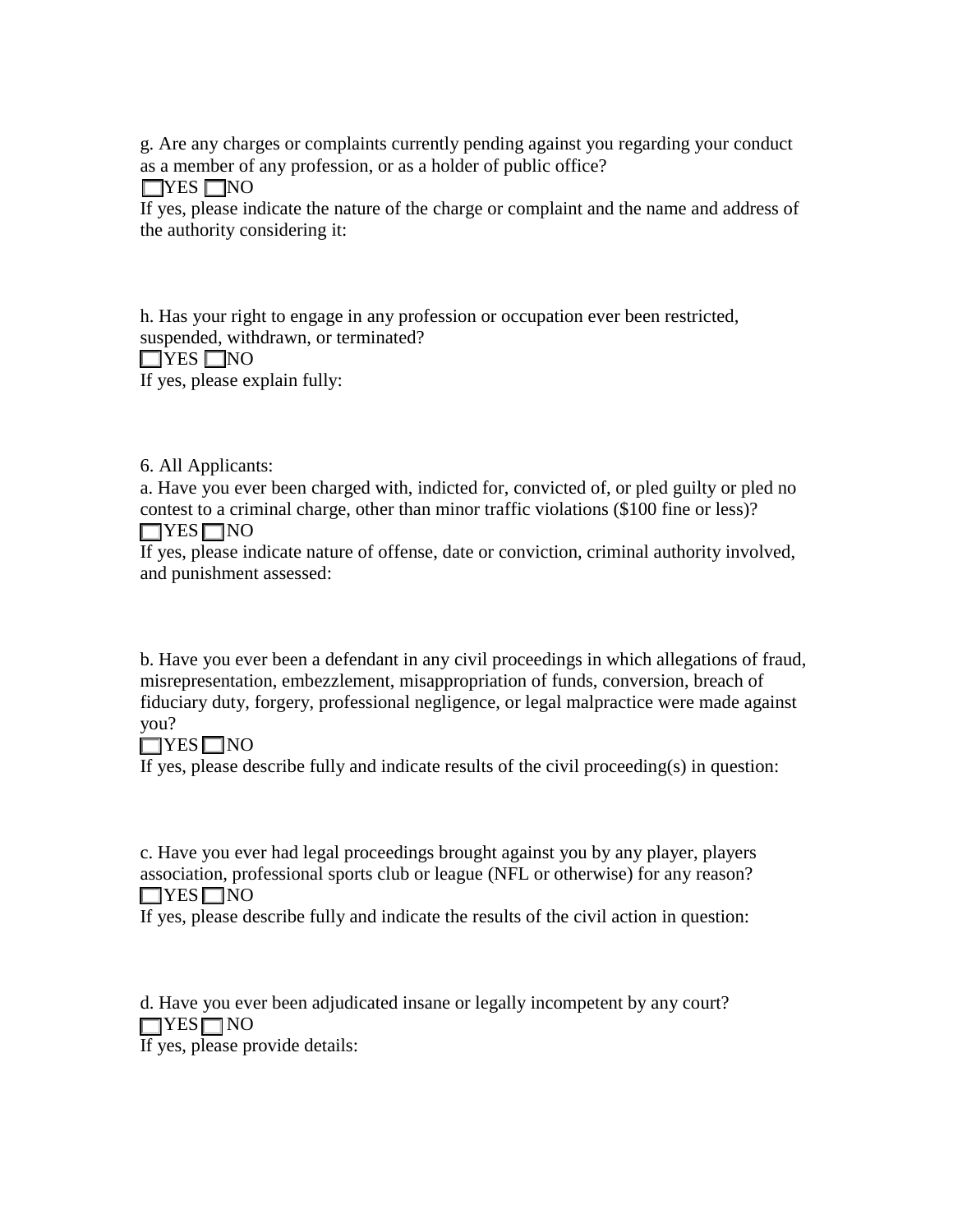g. Are any charges or complaints currently pending against you regarding your conduct as a member of any profession, or as a holder of public office?

☐YES ☐NO

If yes, please indicate the nature of the charge or complaint and the name and address of the authority considering it:

h. Has your right to engage in any profession or occupation ever been restricted, suspended, withdrawn, or terminated?

☐YES ☐NO

If yes, please explain fully:

6. All Applicants:

a. Have you ever been charged with, indicted for, convicted of, or pled guilty or pled no contest to a criminal charge, other than minor traffic violations ($100 fine or less)?

☐YES ☐NO

If yes, please indicate nature of offense, date or conviction, criminal authority involved, and punishment assessed:

b. Have you ever been a defendant in any civil proceedings in which allegations of fraud, misrepresentation, embezzlement, misappropriation of funds, conversion, breach of fiduciary duty, forgery, professional negligence, or legal malpractice were made against you?

☐YES ☐NO

If yes, please describe fully and indicate results of the civil proceeding(s) in question:

c. Have you ever had legal proceedings brought against you by any player, players association, professional sports club or league (NFL or otherwise) for any reason?

☐YES ☐NO

If yes, please describe fully and indicate the results of the civil action in question:

d. Have you ever been adjudicated insane or legally incompetent by any court?

☐YES ☐NO

If yes, please provide details: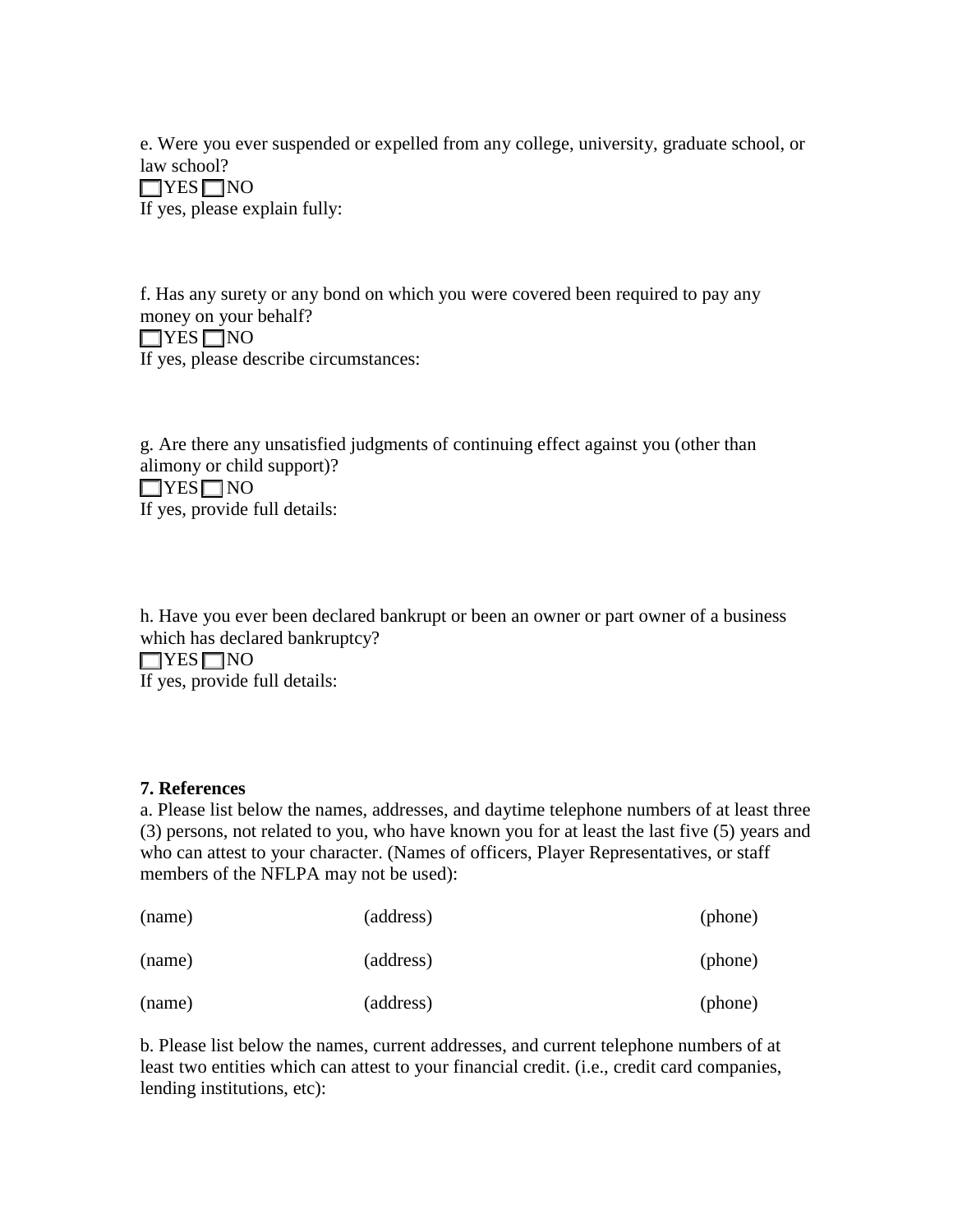e. Were you ever suspended or expelled from any college, university, graduate school, or law school?

☐ YES ☐ NO

If yes, please explain fully:

f. Has any surety or any bond on which you were covered been required to pay any money on your behalf?

☐ YES ☐ NO

If yes, please describe circumstances:

g. Are there any unsatisfied judgments of continuing effect against you (other than alimony or child support)?

☐ YES ☐ NO

If yes, provide full details:

h. Have you ever been declared bankrupt or been an owner or part owner of a business which has declared bankruptcy?

☐ YES ☐ NO

If yes, provide full details:

**7. References**

a. Please list below the names, addresses, and daytime telephone numbers of at least three (3) persons, not related to you, who have known you for at least the last five (5) years and who can attest to your character. (Names of officers, Player Representatives, or staff members of the NFLPA may not be used):

| (name) | (address) | (phone) |
|---|---|---|
| (name) | (address) | (phone) |
| (name) | (address) | (phone) |

b. Please list below the names, current addresses, and current telephone numbers of at least two entities which can attest to your financial credit. (i.e., credit card companies, lending institutions, etc):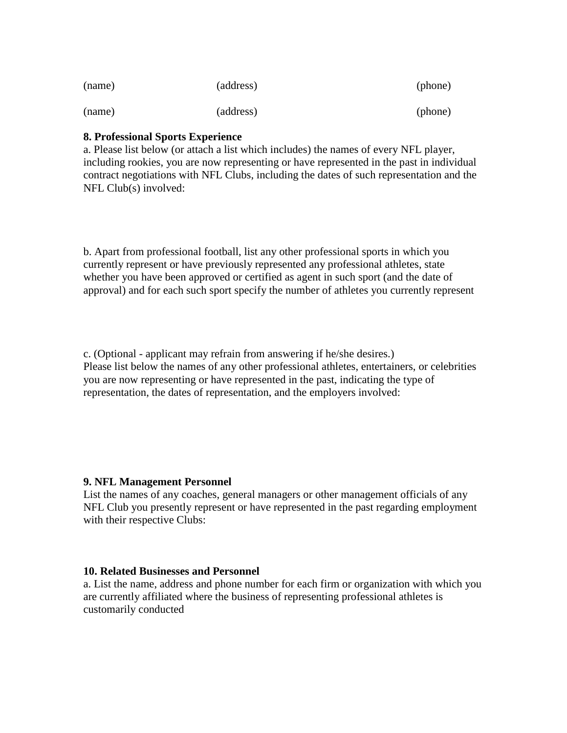| (name) | (address) | (phone) |
|---|---|---|
| (name) | (address) | (phone) |

**8. Professional Sports Experience**

a. Please list below (or attach a list which includes) the names of every NFL player, including rookies, you are now representing or have represented in the past in individual contract negotiations with NFL Clubs, including the dates of such representation and the NFL Club(s) involved:

b. Apart from professional football, list any other professional sports in which you currently represent or have previously represented any professional athletes, state whether you have been approved or certified as agent in such sport (and the date of approval) and for each such sport specify the number of athletes you currently represent

c. (Optional - applicant may refrain from answering if he/she desires.)
Please list below the names of any other professional athletes, entertainers, or celebrities you are now representing or have represented in the past, indicating the type of representation, the dates of representation, and the employers involved:

**9. NFL Management Personnel**

List the names of any coaches, general managers or other management officials of any NFL Club you presently represent or have represented in the past regarding employment with their respective Clubs:

**10. Related Businesses and Personnel**

a. List the name, address and phone number for each firm or organization with which you are currently affiliated where the business of representing professional athletes is customarily conducted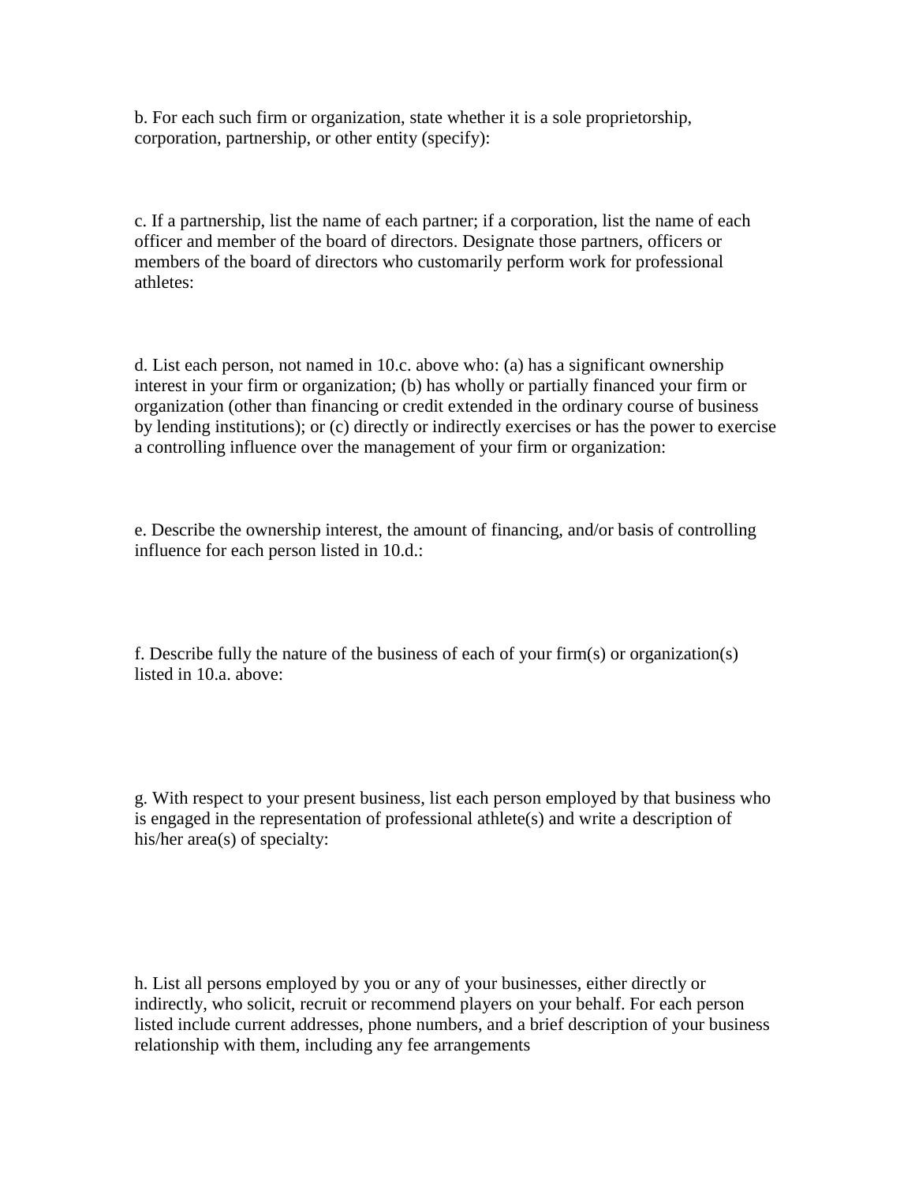b. For each such firm or organization, state whether it is a sole proprietorship, corporation, partnership, or other entity (specify):

c. If a partnership, list the name of each partner; if a corporation, list the name of each officer and member of the board of directors. Designate those partners, officers or members of the board of directors who customarily perform work for professional athletes:

d. List each person, not named in 10.c. above who: (a) has a significant ownership interest in your firm or organization; (b) has wholly or partially financed your firm or organization (other than financing or credit extended in the ordinary course of business by lending institutions); or (c) directly or indirectly exercises or has the power to exercise a controlling influence over the management of your firm or organization:

e. Describe the ownership interest, the amount of financing, and/or basis of controlling influence for each person listed in 10.d.:

f. Describe fully the nature of the business of each of your firm(s) or organization(s) listed in 10.a. above:

g. With respect to your present business, list each person employed by that business who is engaged in the representation of professional athlete(s) and write a description of his/her area(s) of specialty:

h. List all persons employed by you or any of your businesses, either directly or indirectly, who solicit, recruit or recommend players on your behalf. For each person listed include current addresses, phone numbers, and a brief description of your business relationship with them, including any fee arrangements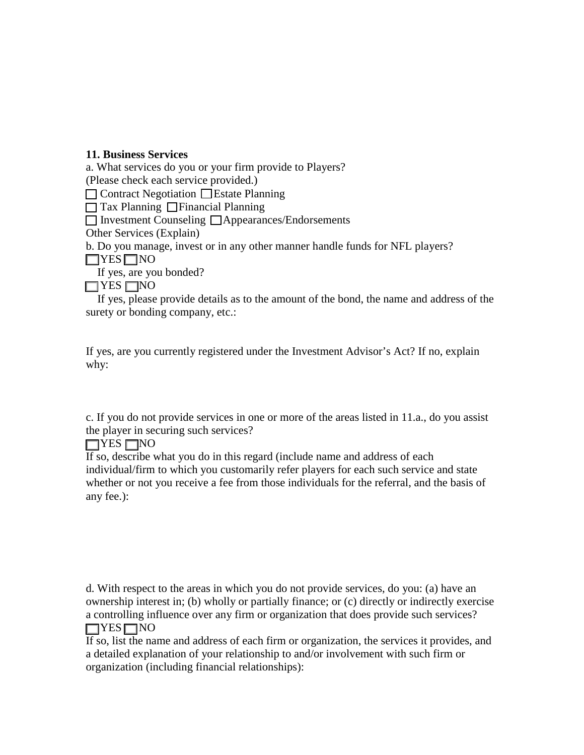**11. Business Services**

a. What services do you or your firm provide to Players?
(Please check each service provided.)

☐ Contract Negotiation ☐ Estate Planning
☐ Tax Planning ☐ Financial Planning
☐ Investment Counseling ☐ Appearances/Endorsements

Other Services (Explain)

b. Do you manage, invest or in any other manner handle funds for NFL players?

☐ YES ☐ NO

If yes, are you bonded?

☐ YES ☐ NO

If yes, please provide details as to the amount of the bond, the name and address of the surety or bonding company, etc.:

If yes, are you currently registered under the Investment Advisor's Act? If no, explain why:

c. If you do not provide services in one or more of the areas listed in 11.a., do you assist the player in securing such services?

☐ YES ☐ NO

If so, describe what you do in this regard (include name and address of each individual/firm to which you customarily refer players for each such service and state whether or not you receive a fee from those individuals for the referral, and the basis of any fee.):

d. With respect to the areas in which you do not provide services, do you: (a) have an ownership interest in; (b) wholly or partially finance; or (c) directly or indirectly exercise a controlling influence over any firm or organization that does provide such services?

☐ YES ☐ NO

If so, list the name and address of each firm or organization, the services it provides, and a detailed explanation of your relationship to and/or involvement with such firm or organization (including financial relationships):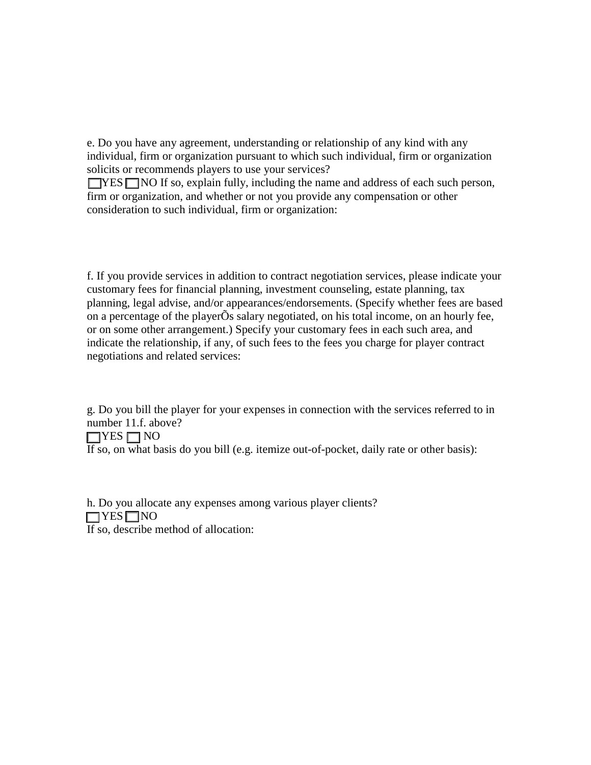e. Do you have any agreement, understanding or relationship of any kind with any individual, firm or organization pursuant to which such individual, firm or organization solicits or recommends players to use your services?

☐ YES ☐ NO If so, explain fully, including the name and address of each such person, firm or organization, and whether or not you provide any compensation or other consideration to such individual, firm or organization:

f. If you provide services in addition to contract negotiation services, please indicate your customary fees for financial planning, investment counseling, estate planning, tax planning, legal advise, and/or appearances/endorsements. (Specify whether fees are based on a percentage of the playerÕs salary negotiated, on his total income, on an hourly fee, or on some other arrangement.) Specify your customary fees in each such area, and indicate the relationship, if any, of such fees to the fees you charge for player contract negotiations and related services:

g. Do you bill the player for your expenses in connection with the services referred to in number 11.f. above?

☐ YES ☐ NO

If so, on what basis do you bill (e.g. itemize out-of-pocket, daily rate or other basis):

h. Do you allocate any expenses among various player clients?

☐ YES ☐ NO

If so, describe method of allocation: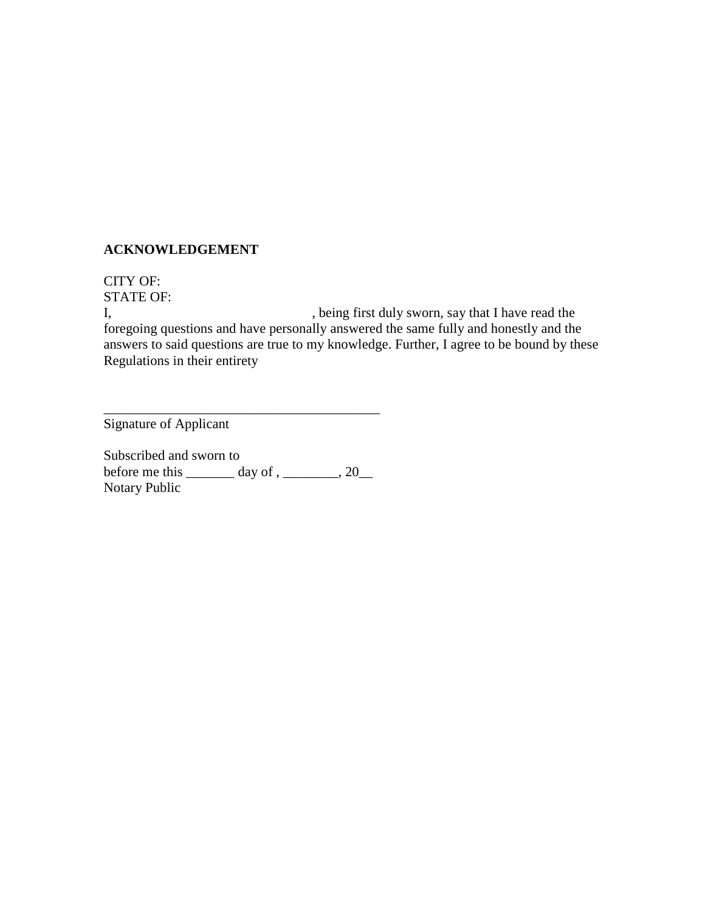**ACKNOWLEDGEMENT**

CITY OF:
STATE OF:
I, , being first duly sworn, say that I have read the foregoing questions and have personally answered the same fully and honestly and the answers to said questions are true to my knowledge. Further, I agree to be bound by these Regulations in their entirety

_________________________________________
Signature of Applicant

Subscribed and sworn to
before me this _______ day of , ________, 20__
Notary Public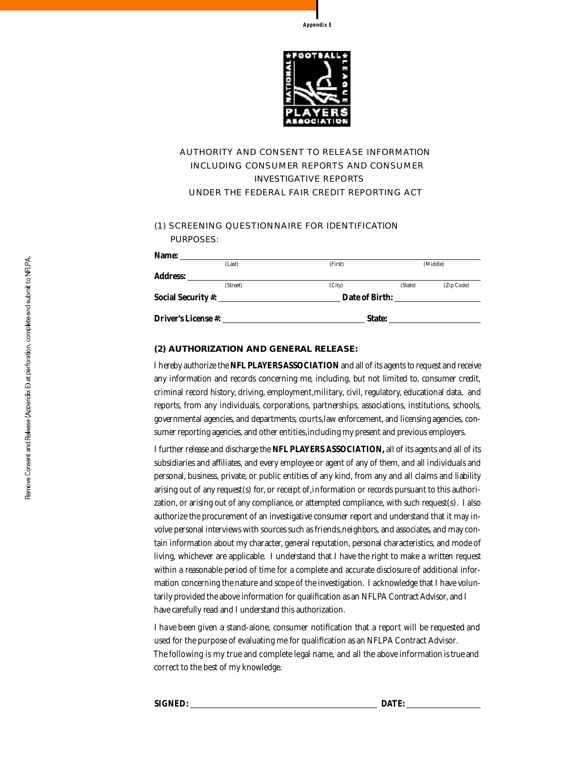Appendix E

# AUTHORITY AND CONSENT TO RELEASE INFORMATION INCLUDING CONSUMER REPORTS AND CONSUMER INVESTIGATIVE REPORTS UNDER THE FEDERAL FAIR CREDIT REPORTING ACT

## (1) SCREENING QUESTIONNAIRE FOR IDENTIFICATION PURPOSES:

**Name:** ______________________________________________
(Last) (First) (Middle)

**Address:** ______________________________________________
(Street) (City) (State) (Zip Code)

**Social Security #:** ______________________ **Date of Birth:** ________________

**Driver's License #:** ______________________ **State:** ________________

## (2) AUTHORIZATION AND GENERAL RELEASE:

I hereby authorize the **NFL PLAYERS ASSOCIATION** and all of its agents to request and receive any information and records concerning me, including, but not limited to, consumer credit, criminal record history, driving, employment,military, civil, regulatory, educational data, and reports, from any individuals, corporations, partnerships, associations, institutions, schools, governmental agencies, and departments, courts,law enforcement, and licensing agencies, consumer reporting agencies, and other entities,including my present and previous employers.

I further release and discharge the **NFL PLAYERS ASSOCIATION,** all of its agents and all of its subsidiaries and affiliates, and every employee or agent of any of them, and all individuals and personal, business, private, or public entities of any kind, from any and all claims and liability arising out of any request(s) for, or receipt of,information or records pursuant to this authorization, or arising out of any compliance, or attempted compliance, with such request(s). I also authorize the procurement of an investigative consumer report and understand that it may involve personal interviews with sources such as friends,neighbors, and associates, and may contain information about my character, general reputation, personal characteristics, and mode of living, whichever are applicable. I understand that I have the right to make a written request within a reasonable period of time for a complete and accurate disclosure of additional information concerning the nature and scope of the investigation. I acknowledge that I have voluntarily provided the above information for qualification as an NFLPA Contract Advisor, and I have carefully read and I understand this authorization.

I have been given a stand-alone, consumer notification that a report will be requested and used for the purpose of evaluating me for qualification as an NFLPA Contract Advisor.
The following is my true and complete legal name, and all the above information is true and correct to the best of my knowledge.

**SIGNED:** ______________________________ **DATE:** ________________

Remove Consent and Release (Appendix E) at perforation, complete and submit to NFLPA.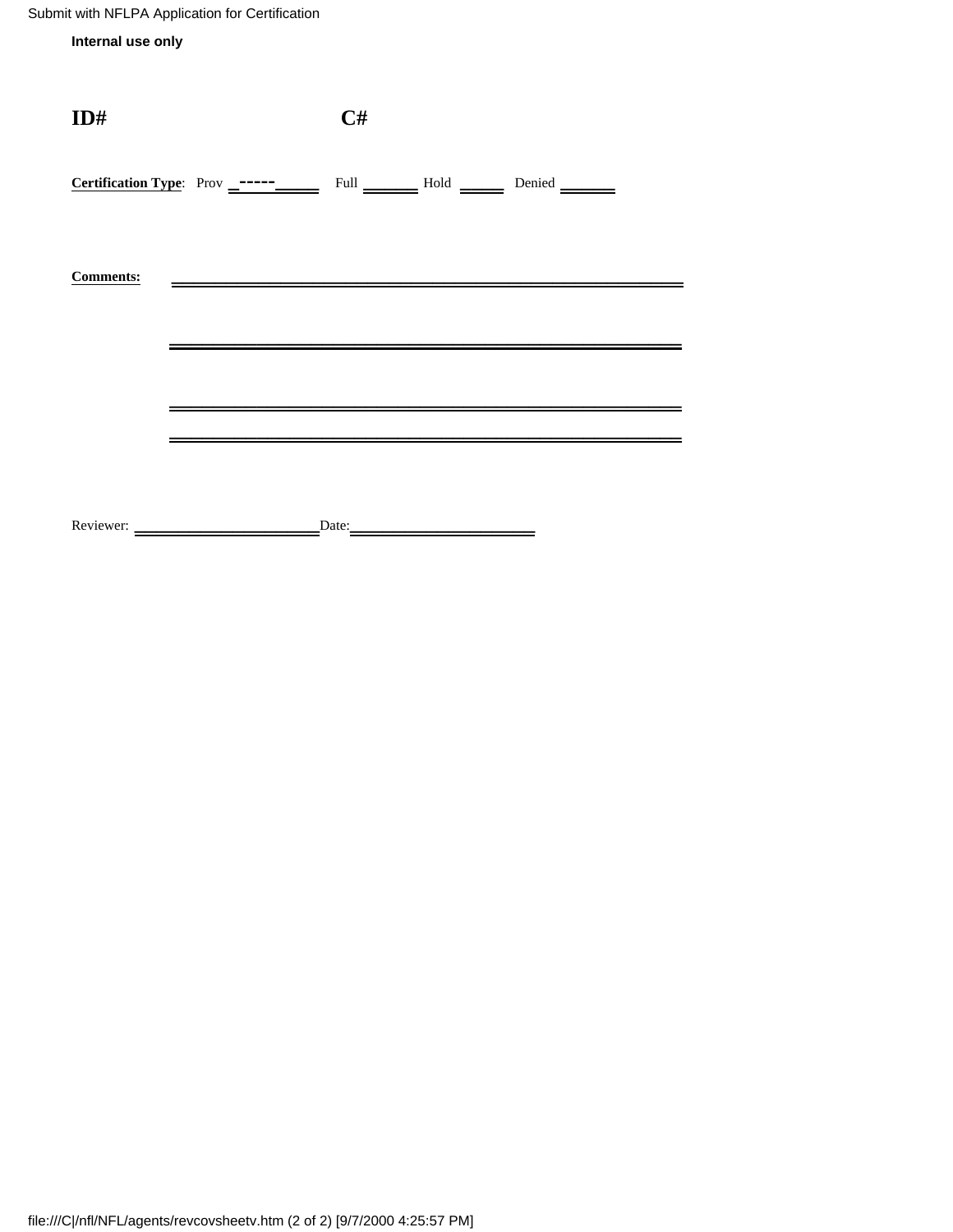Submit with NFLPA Application for Certification

**Internal use only**

**ID#** **C#**

**Certification Type**: Prov _-----_____ Full _______ Hold ______ Denied _______

**Comments:** ____________________________________________________________

____________________________________________________________

____________________________________________________________

____________________________________________________________

Reviewer: ________________________ Date: ________________________